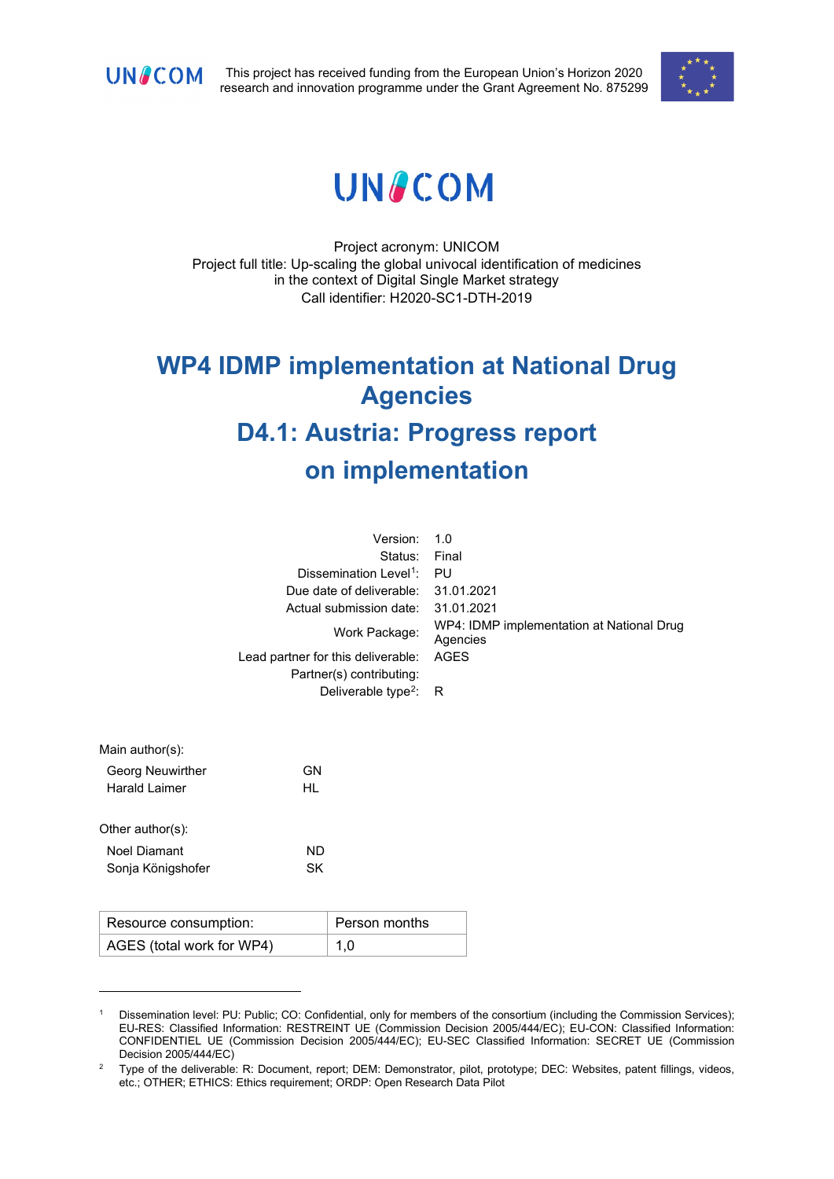UNICOM

This project has received funding from the European Union's Horizon 2020 research and innovation programme under the Grant Agreement No. 875299

UNICOM

Project acronym: UNICOM
Project full title: Up-scaling the global univocal identification of medicines in the context of Digital Single Market strategy
Call identifier: H2020-SC1-DTH-2019

# WP4 IDMP implementation at National Drug Agencies

# D4.1: Austria: Progress report on implementation

| | |
|---|---|
| Version: | 1.0 |
| Status: | Final |
| Dissemination Level[1]: | PU |
| Due date of deliverable: | 31.01.2021 |
| Actual submission date: | 31.01.2021 |
| Work Package: | WP4: IDMP implementation at National Drug Agencies |
| Lead partner for this deliverable: | AGES |
| Partner(s) contributing: | |
| Deliverable type[2]: | R |

Main author(s):

| | |
|---|---|
| Georg Neuwirther | GN |
| Harald Laimer | HL |

Other author(s):

| | |
|---|---|
| Noel Diamant | ND |
| Sonja Königshofer | SK |

| Resource consumption: | Person months |
|---|---|
| AGES (total work for WP4) | 1,0 |

[1] Dissemination level: PU: Public; CO: Confidential, only for members of the consortium (including the Commission Services); EU-RES: Classified Information: RESTREINT UE (Commission Decision 2005/444/EC); EU-CON: Classified Information: CONFIDENTIEL UE (Commission Decision 2005/444/EC); EU-SEC Classified Information: SECRET UE (Commission Decision 2005/444/EC)

[2] Type of the deliverable: R: Document, report; DEM: Demonstrator, pilot, prototype; DEC: Websites, patent fillings, videos, etc.; OTHER; ETHICS: Ethics requirement; ORDP: Open Research Data Pilot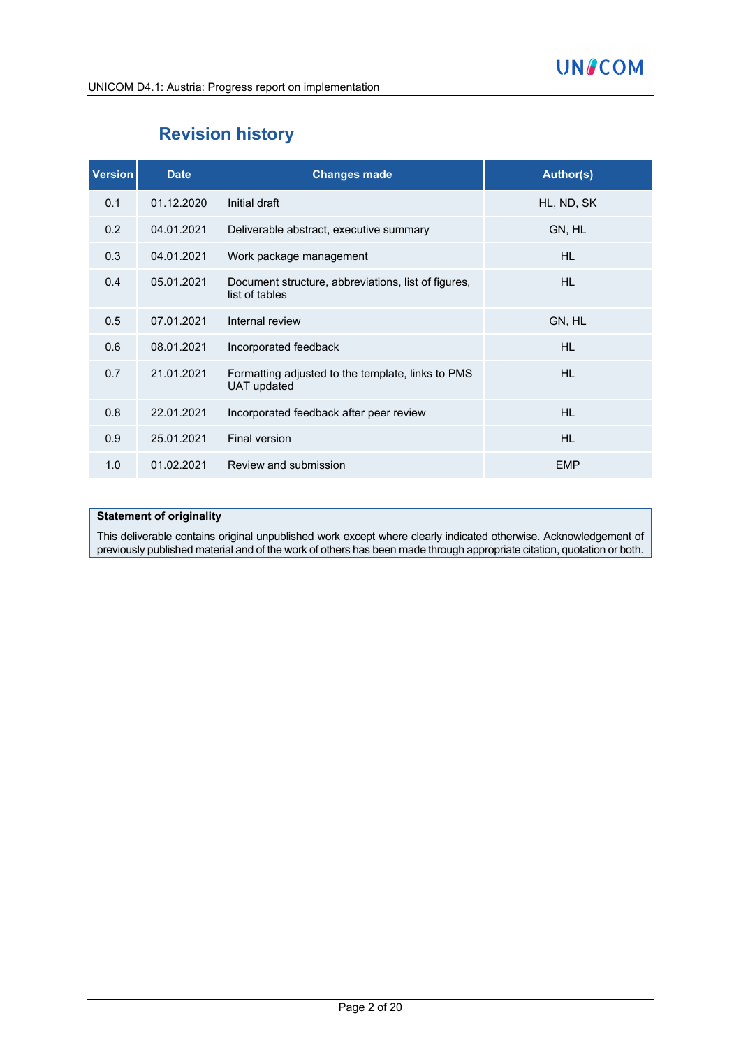## Revision history

| Version | Date | Changes made | Author(s) |
|---|---|---|---|
| 0.1 | 01.12.2020 | Initial draft | HL, ND, SK |
| 0.2 | 04.01.2021 | Deliverable abstract, executive summary | GN, HL |
| 0.3 | 04.01.2021 | Work package management | HL |
| 0.4 | 05.01.2021 | Document structure, abbreviations, list of figures, list of tables | HL |
| 0.5 | 07.01.2021 | Internal review | GN, HL |
| 0.6 | 08.01.2021 | Incorporated feedback | HL |
| 0.7 | 21.01.2021 | Formatting adjusted to the template, links to PMS UAT updated | HL |
| 0.8 | 22.01.2021 | Incorporated feedback after peer review | HL |
| 0.9 | 25.01.2021 | Final version | HL |
| 1.0 | 01.02.2021 | Review and submission | EMP |

**Statement of originality**

This deliverable contains original unpublished work except where clearly indicated otherwise. Acknowledgement of previously published material and of the work of others has been made through appropriate citation, quotation or both.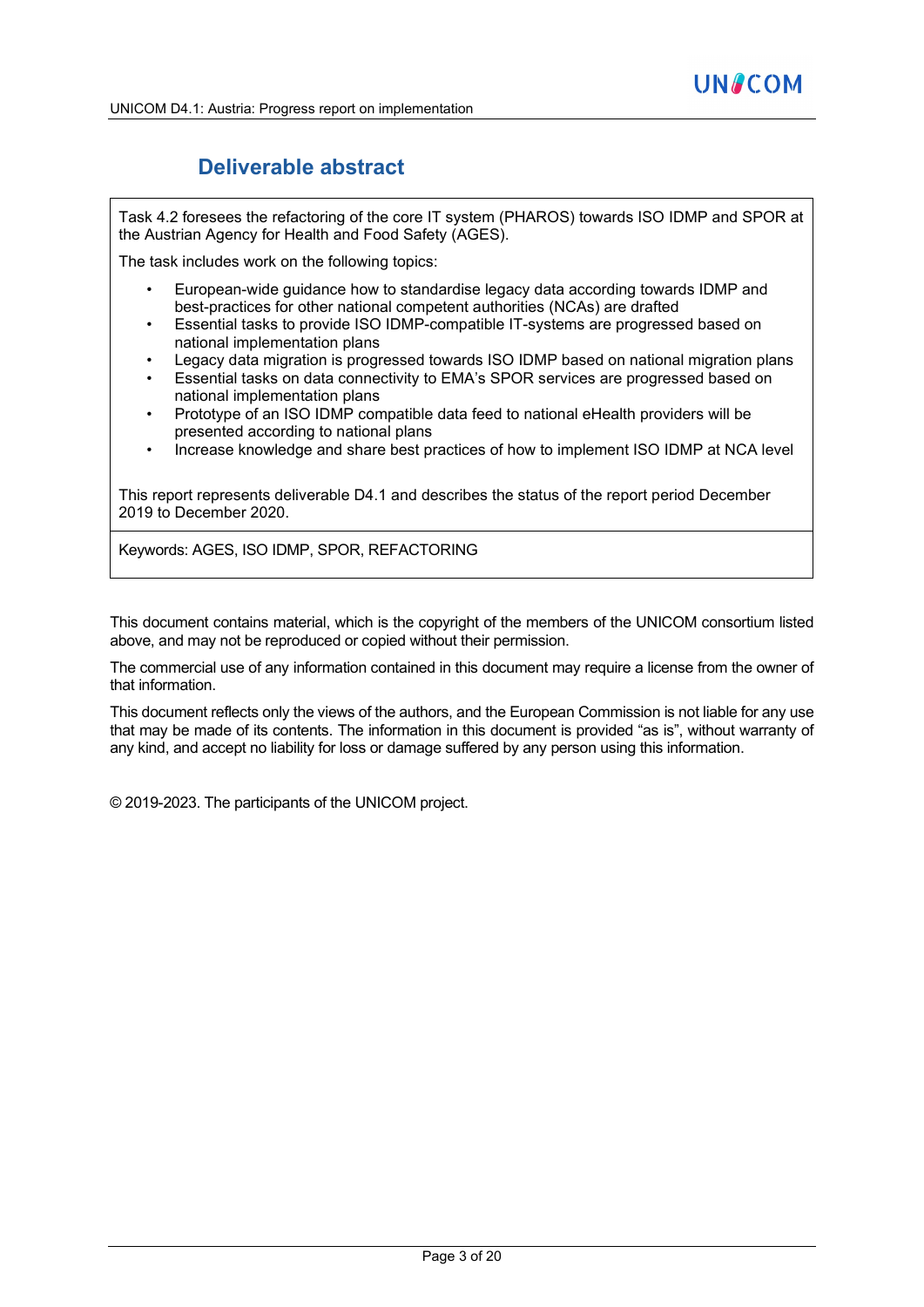# Deliverable abstract

Task 4.2 foresees the refactoring of the core IT system (PHAROS) towards ISO IDMP and SPOR at the Austrian Agency for Health and Food Safety (AGES).

The task includes work on the following topics:

- European-wide guidance how to standardise legacy data according towards IDMP and best-practices for other national competent authorities (NCAs) are drafted
- Essential tasks to provide ISO IDMP-compatible IT-systems are progressed based on national implementation plans
- Legacy data migration is progressed towards ISO IDMP based on national migration plans
- Essential tasks on data connectivity to EMA's SPOR services are progressed based on national implementation plans
- Prototype of an ISO IDMP compatible data feed to national eHealth providers will be presented according to national plans
- Increase knowledge and share best practices of how to implement ISO IDMP at NCA level

This report represents deliverable D4.1 and describes the status of the report period December 2019 to December 2020.

Keywords: AGES, ISO IDMP, SPOR, REFACTORING

This document contains material, which is the copyright of the members of the UNICOM consortium listed above, and may not be reproduced or copied without their permission.

The commercial use of any information contained in this document may require a license from the owner of that information.

This document reflects only the views of the authors, and the European Commission is not liable for any use that may be made of its contents. The information in this document is provided "as is", without warranty of any kind, and accept no liability for loss or damage suffered by any person using this information.

© 2019-2023. The participants of the UNICOM project.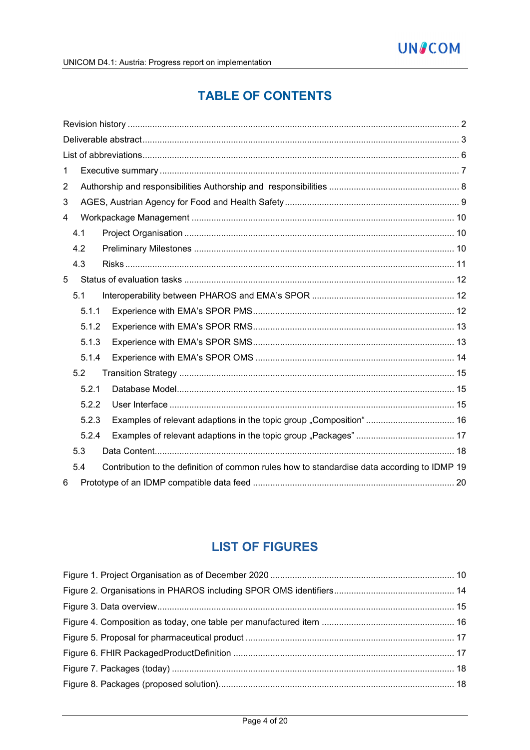# TABLE OF CONTENTS

Revision history ..................................................................................................................... 2

Deliverable abstract .............................................................................................................. 3

List of abbreviations .............................................................................................................. 6

1 Executive summary ........................................................................................................ 7

2 Authorship and responsibilities Authorship and responsibilities ................................................... 8

3 AGES, Austrian Agency for Food and Health Safety ...................................................................... 9

4 Workpackage Management ......................................................................................... 10

4.1 Project Organisation ............................................................................................ 10

4.2 Preliminary Milestones ........................................................................................ 10

4.3 Risks .................................................................................................................... 11

5 Status of evaluation tasks ............................................................................................ 12

5.1 Interoperability between PHAROS and EMA's SPOR ......................................................... 12

5.1.1 Experience with EMA's SPOR PMS ................................................................................ 12

5.1.2 Experience with EMA's SPOR RMS ................................................................................ 13

5.1.3 Experience with EMA's SPOR SMS ................................................................................ 13

5.1.4 Experience with EMA's SPOR OMS ............................................................................... 14

5.2 Transition Strategy .............................................................................................. 15

5.2.1 Database Model ............................................................................................... 15

5.2.2 User Interface .................................................................................................. 15

5.2.3 Examples of relevant adaptions in the topic group „Composition" ................................... 16

5.2.4 Examples of relevant adaptions in the topic group „Packages" ........................................ 17

5.3 Data Content ........................................................................................................ 18

5.4 Contribution to the definition of common rules how to standardise data according to IDMP 19

6 Prototype of an IDMP compatible data feed ................................................................................ 20

# LIST OF FIGURES

Figure 1. Project Organisation as of December 2020 .......................................................................... 10

Figure 2. Organisations in PHAROS including SPOR OMS identifiers ................................................ 14

Figure 3. Data overview ....................................................................................................................... 15

Figure 4. Composition as today, one table per manufactured item ..................................................... 16

Figure 5. Proposal for pharmaceutical product ................................................................................... 17

Figure 6. FHIR PackagedProductDefinition ........................................................................................ 17

Figure 7. Packages (today) ................................................................................................................. 18

Figure 8. Packages (proposed solution) .............................................................................................. 18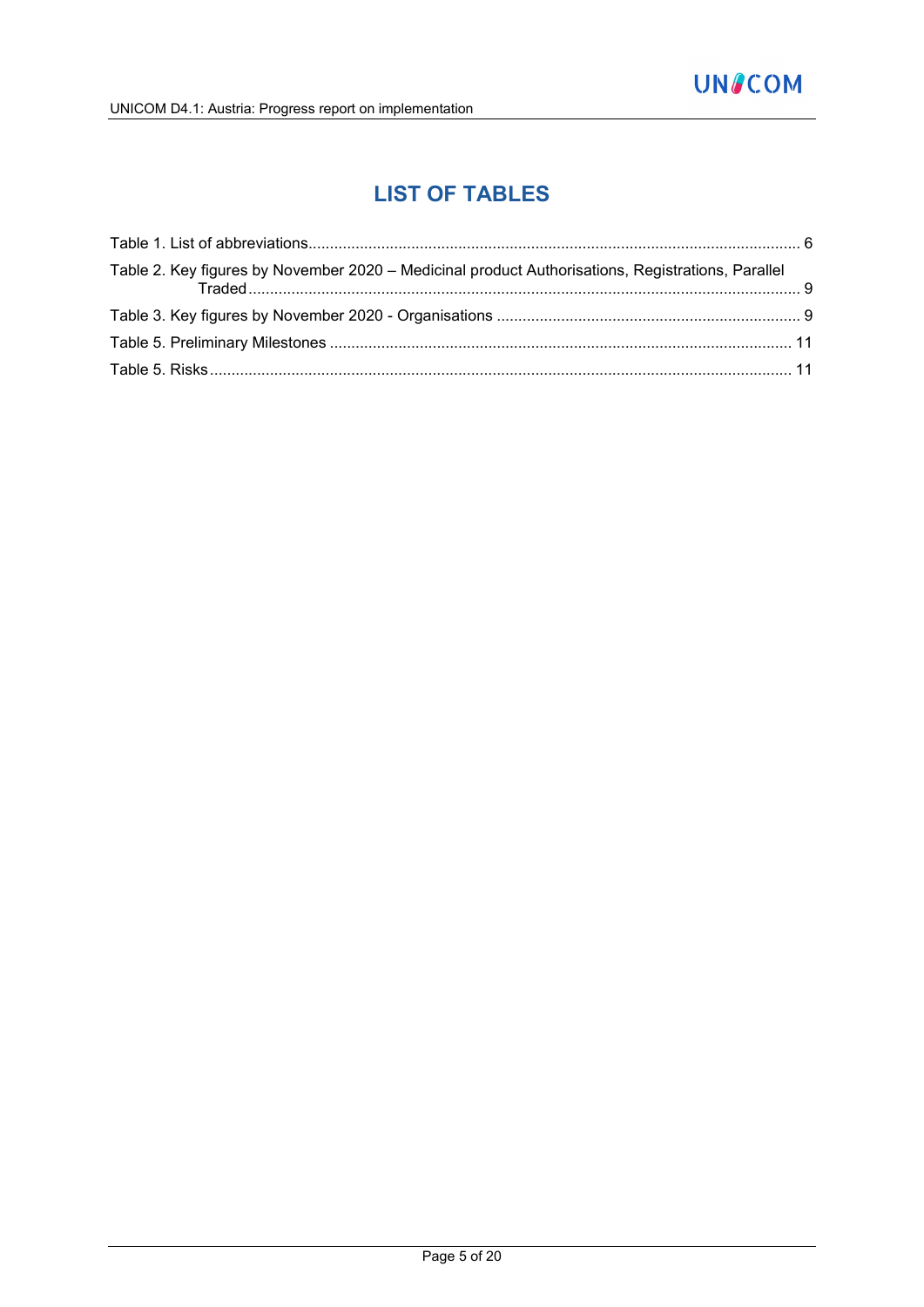# LIST OF TABLES

Table 1. List of abbreviations.......................................................................................................... 6

Table 2. Key figures by November 2020 – Medicinal product Authorisations, Registrations, Parallel Traded.......................................................................................................... 9

Table 3. Key figures by November 2020 - Organisations .......................................................... 9

Table 5. Preliminary Milestones .......................................................................................................... 11

Table 5. Risks.......................................................................................................... 11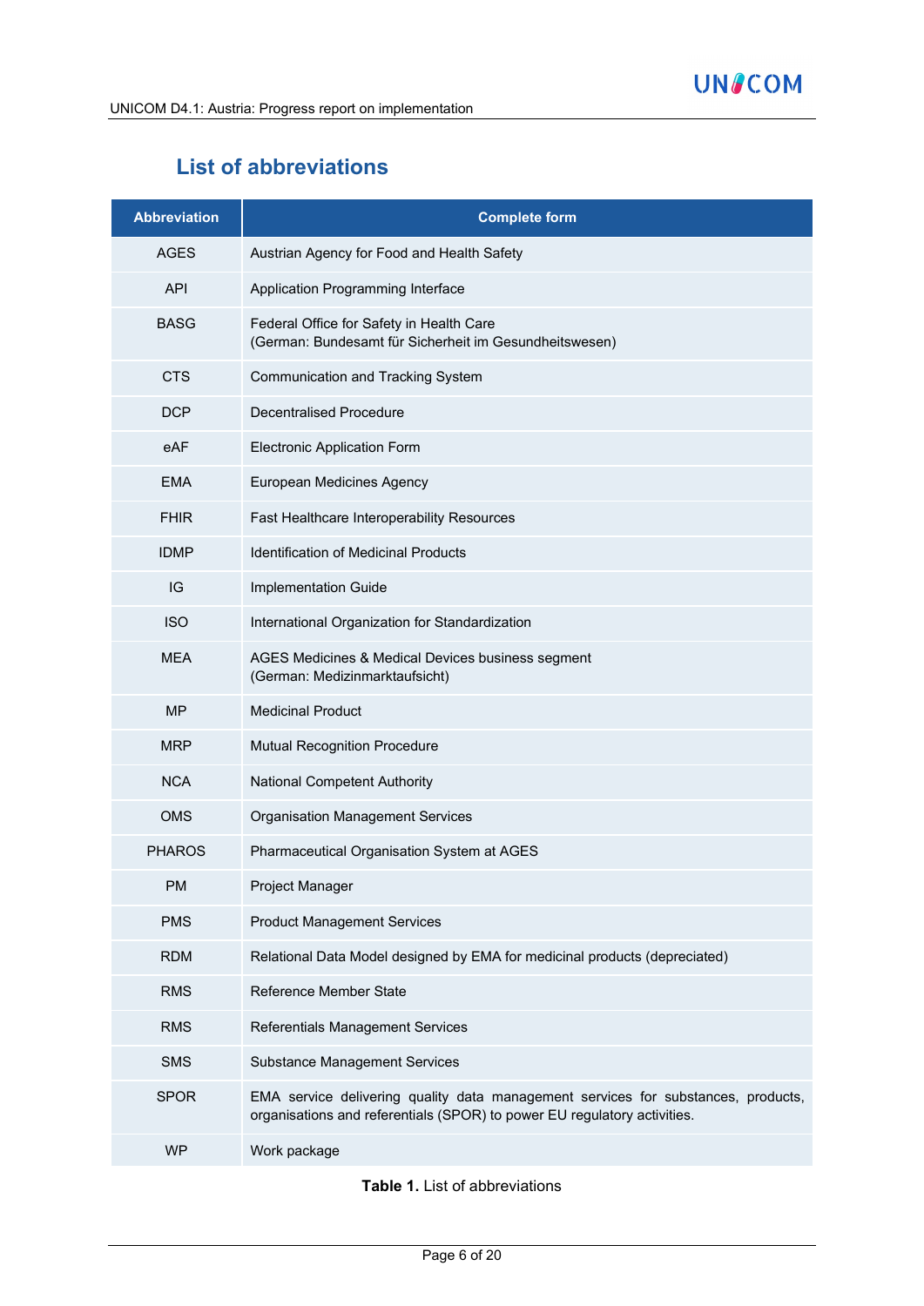## List of abbreviations

| Abbreviation | Complete form |
|---|---|
| AGES | Austrian Agency for Food and Health Safety |
| API | Application Programming Interface |
| BASG | Federal Office for Safety in Health Care<br>(German: Bundesamt für Sicherheit im Gesundheitswesen) |
| CTS | Communication and Tracking System |
| DCP | Decentralised Procedure |
| eAF | Electronic Application Form |
| EMA | European Medicines Agency |
| FHIR | Fast Healthcare Interoperability Resources |
| IDMP | Identification of Medicinal Products |
| IG | Implementation Guide |
| ISO | International Organization for Standardization |
| MEA | AGES Medicines & Medical Devices business segment<br>(German: Medizinmarktaufsicht) |
| MP | Medicinal Product |
| MRP | Mutual Recognition Procedure |
| NCA | National Competent Authority |
| OMS | Organisation Management Services |
| PHAROS | Pharmaceutical Organisation System at AGES |
| PM | Project Manager |
| PMS | Product Management Services |
| RDM | Relational Data Model designed by EMA for medicinal products (depreciated) |
| RMS | Reference Member State |
| RMS | Referentials Management Services |
| SMS | Substance Management Services |
| SPOR | EMA service delivering quality data management services for substances, products, organisations and referentials (SPOR) to power EU regulatory activities. |
| WP | Work package |

**Table 1.** List of abbreviations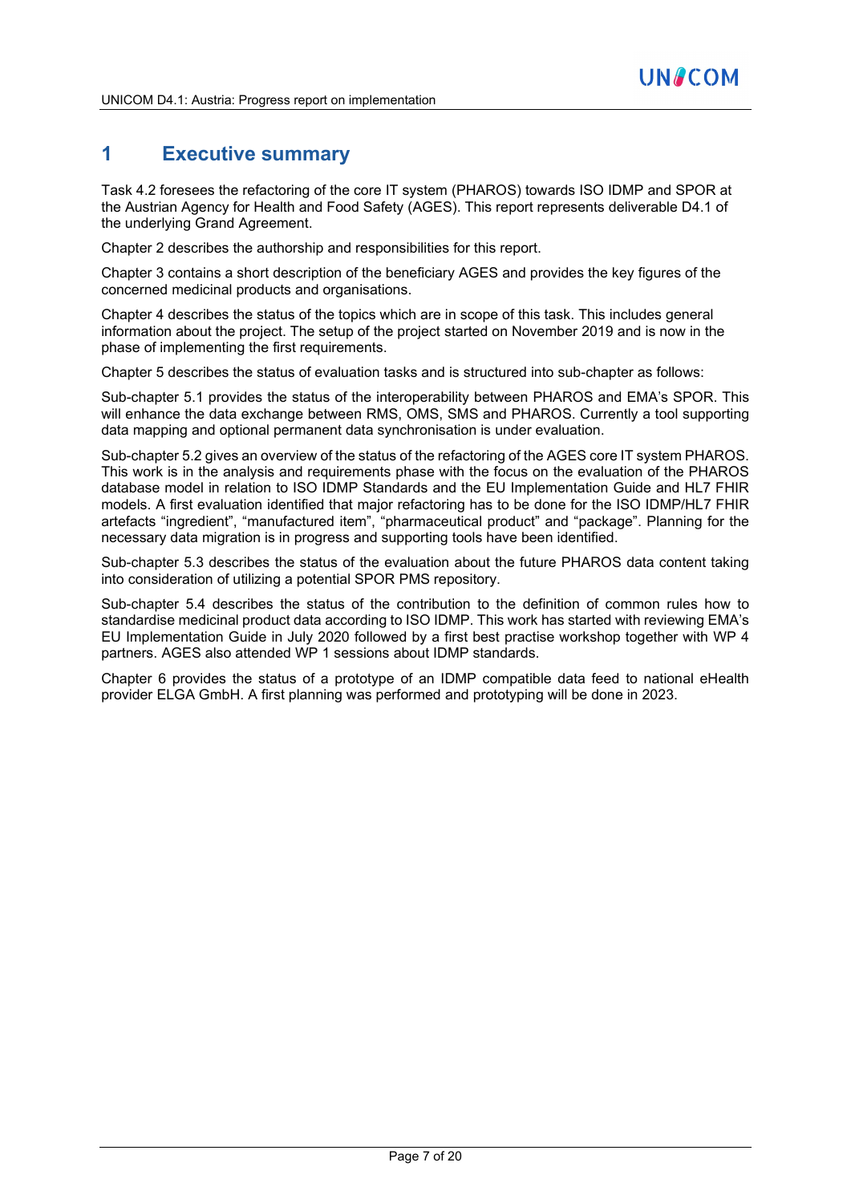# 1 Executive summary

Task 4.2 foresees the refactoring of the core IT system (PHAROS) towards ISO IDMP and SPOR at the Austrian Agency for Health and Food Safety (AGES). This report represents deliverable D4.1 of the underlying Grand Agreement.

Chapter 2 describes the authorship and responsibilities for this report.

Chapter 3 contains a short description of the beneficiary AGES and provides the key figures of the concerned medicinal products and organisations.

Chapter 4 describes the status of the topics which are in scope of this task. This includes general information about the project. The setup of the project started on November 2019 and is now in the phase of implementing the first requirements.

Chapter 5 describes the status of evaluation tasks and is structured into sub-chapter as follows:

Sub-chapter 5.1 provides the status of the interoperability between PHAROS and EMA's SPOR. This will enhance the data exchange between RMS, OMS, SMS and PHAROS. Currently a tool supporting data mapping and optional permanent data synchronisation is under evaluation.

Sub-chapter 5.2 gives an overview of the status of the refactoring of the AGES core IT system PHAROS. This work is in the analysis and requirements phase with the focus on the evaluation of the PHAROS database model in relation to ISO IDMP Standards and the EU Implementation Guide and HL7 FHIR models. A first evaluation identified that major refactoring has to be done for the ISO IDMP/HL7 FHIR artefacts "ingredient", "manufactured item", "pharmaceutical product" and "package". Planning for the necessary data migration is in progress and supporting tools have been identified.

Sub-chapter 5.3 describes the status of the evaluation about the future PHAROS data content taking into consideration of utilizing a potential SPOR PMS repository.

Sub-chapter 5.4 describes the status of the contribution to the definition of common rules how to standardise medicinal product data according to ISO IDMP. This work has started with reviewing EMA's EU Implementation Guide in July 2020 followed by a first best practise workshop together with WP 4 partners. AGES also attended WP 1 sessions about IDMP standards.

Chapter 6 provides the status of a prototype of an IDMP compatible data feed to national eHealth provider ELGA GmbH. A first planning was performed and prototyping will be done in 2023.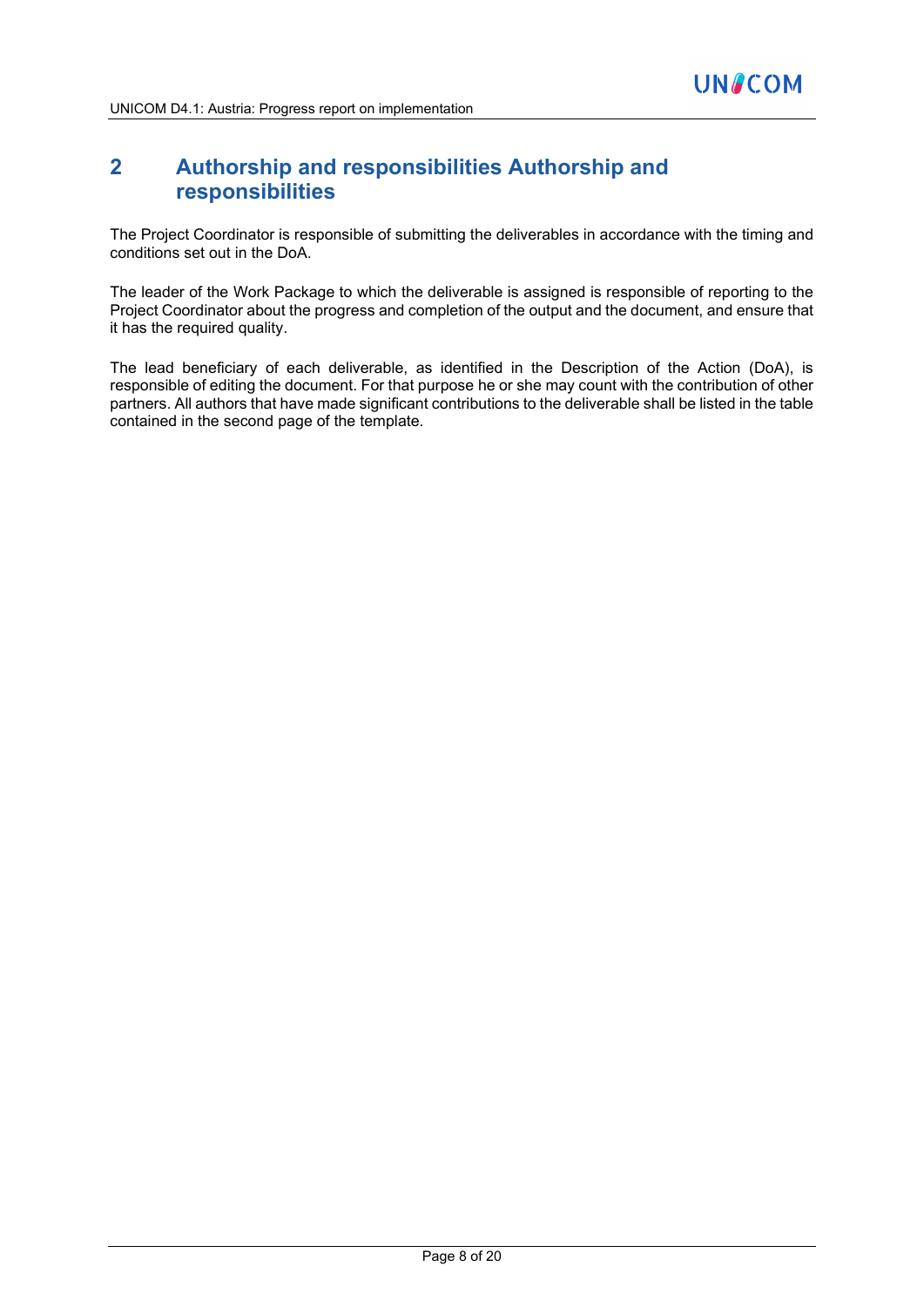# 2 Authorship and responsibilities Authorship and responsibilities

The Project Coordinator is responsible of submitting the deliverables in accordance with the timing and conditions set out in the DoA.

The leader of the Work Package to which the deliverable is assigned is responsible of reporting to the Project Coordinator about the progress and completion of the output and the document, and ensure that it has the required quality.

The lead beneficiary of each deliverable, as identified in the Description of the Action (DoA), is responsible of editing the document. For that purpose he or she may count with the contribution of other partners. All authors that have made significant contributions to the deliverable shall be listed in the table contained in the second page of the template.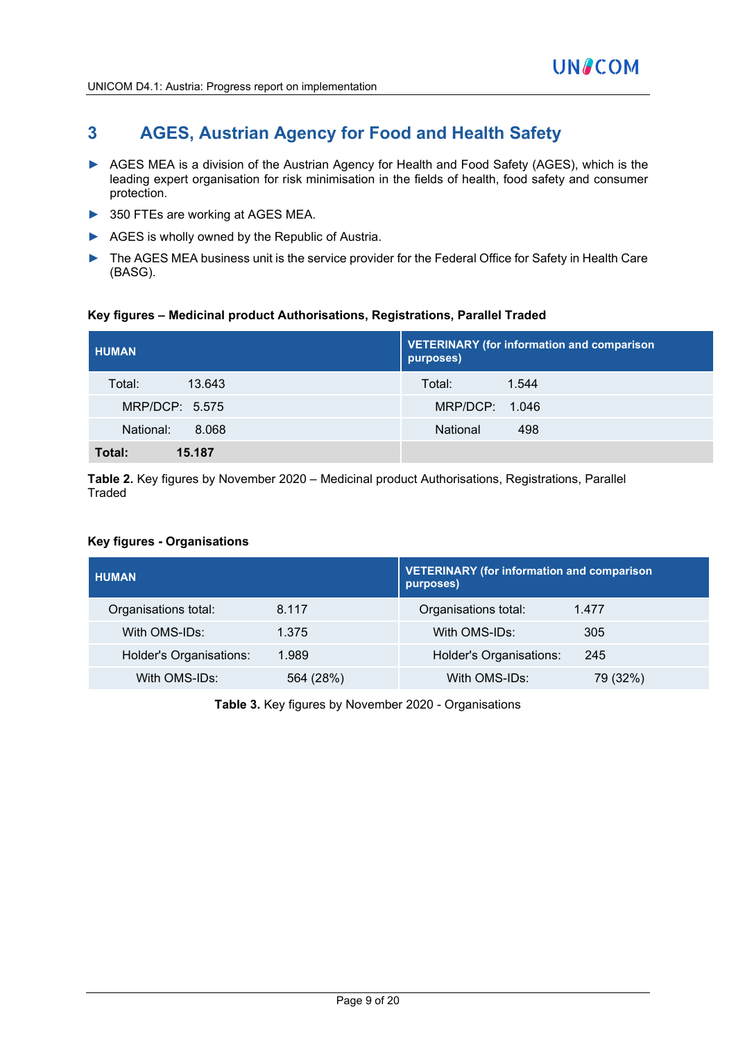# 3 AGES, Austrian Agency for Food and Health Safety

- AGES MEA is a division of the Austrian Agency for Health and Food Safety (AGES), which is the leading expert organisation for risk minimisation in the fields of health, food safety and consumer protection.
- 350 FTEs are working at AGES MEA.
- AGES is wholly owned by the Republic of Austria.
- The AGES MEA business unit is the service provider for the Federal Office for Safety in Health Care (BASG).

**Key figures – Medicinal product Authorisations, Registrations, Parallel Traded**

| HUMAN | | VETERINARY (for information and comparison purposes) | |
|---|---|---|---|
| Total: | 13.643 | Total: | 1.544 |
| MRP/DCP: | 5.575 | MRP/DCP: | 1.046 |
| National: | 8.068 | National | 498 |
| **Total:** | **15.187** | | |

**Table 2.** Key figures by November 2020 – Medicinal product Authorisations, Registrations, Parallel Traded

**Key figures - Organisations**

| HUMAN | | VETERINARY (for information and comparison purposes) | |
|---|---|---|---|
| Organisations total: | 8.117 | Organisations total: | 1.477 |
| With OMS-IDs: | 1.375 | With OMS-IDs: | 305 |
| Holder's Organisations: | 1.989 | Holder's Organisations: | 245 |
| With OMS-IDs: | 564 (28%) | With OMS-IDs: | 79 (32%) |

**Table 3.** Key figures by November 2020 - Organisations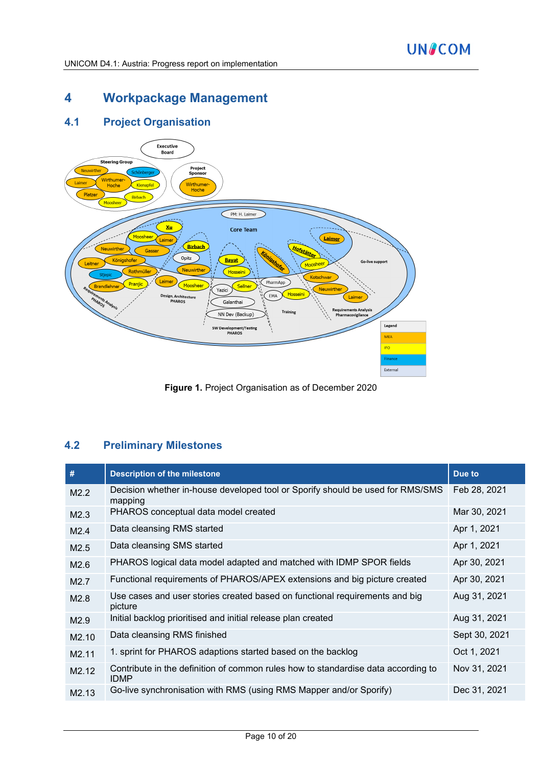# 4 Workpackage Management

## 4.1 Project Organisation

**Figure 1.** Project Organisation as of December 2020

## 4.2 Preliminary Milestones

| # | Description of the milestone | Due to |
|---|---|---|
| M2.2 | Decision whether in-house developed tool or Sporify should be used for RMS/SMS mapping | Feb 28, 2021 |
| M2.3 | PHAROS conceptual data model created | Mar 30, 2021 |
| M2.4 | Data cleansing RMS started | Apr 1, 2021 |
| M2.5 | Data cleansing SMS started | Apr 1, 2021 |
| M2.6 | PHAROS logical data model adapted and matched with IDMP SPOR fields | Apr 30, 2021 |
| M2.7 | Functional requirements of PHAROS/APEX extensions and big picture created | Apr 30, 2021 |
| M2.8 | Use cases and user stories created based on functional requirements and big picture | Aug 31, 2021 |
| M2.9 | Initial backlog prioritised and initial release plan created | Aug 31, 2021 |
| M2.10 | Data cleansing RMS finished | Sept 30, 2021 |
| M2.11 | 1. sprint for PHAROS adaptions started based on the backlog | Oct 1, 2021 |
| M2.12 | Contribute in the definition of common rules how to standardise data according to IDMP | Nov 31, 2021 |
| M2.13 | Go-live synchronisation with RMS (using RMS Mapper and/or Sporify) | Dec 31, 2021 |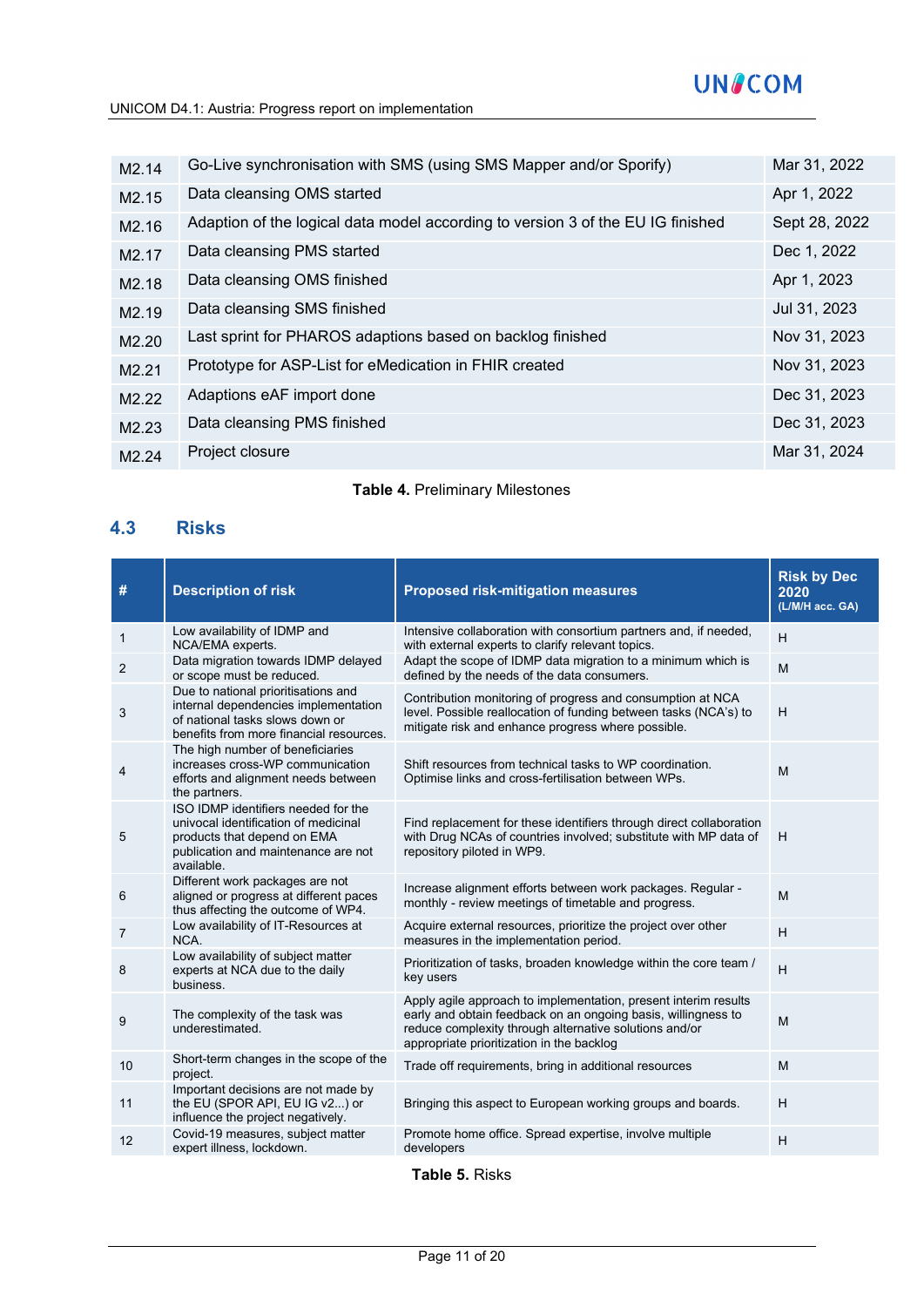| M2.14 | Go-Live synchronisation with SMS (using SMS Mapper and/or Sporify) | Mar 31, 2022 |
|---|---|---|
| M2.15 | Data cleansing OMS started | Apr 1, 2022 |
| M2.16 | Adaption of the logical data model according to version 3 of the EU IG finished | Sept 28, 2022 |
| M2.17 | Data cleansing PMS started | Dec 1, 2022 |
| M2.18 | Data cleansing OMS finished | Apr 1, 2023 |
| M2.19 | Data cleansing SMS finished | Jul 31, 2023 |
| M2.20 | Last sprint for PHAROS adaptions based on backlog finished | Nov 31, 2023 |
| M2.21 | Prototype for ASP-List for eMedication in FHIR created | Nov 31, 2023 |
| M2.22 | Adaptions eAF import done | Dec 31, 2023 |
| M2.23 | Data cleansing PMS finished | Dec 31, 2023 |
| M2.24 | Project closure | Mar 31, 2024 |

**Table 4.** Preliminary Milestones

## 4.3 Risks

| # | Description of risk | Proposed risk-mitigation measures | Risk by Dec 2020 (L/M/H acc. GA) |
|---|---|---|---|
| 1 | Low availability of IDMP and NCA/EMA experts. | Intensive collaboration with consortium partners and, if needed, with external experts to clarify relevant topics. | H |
| 2 | Data migration towards IDMP delayed or scope must be reduced. | Adapt the scope of IDMP data migration to a minimum which is defined by the needs of the data consumers. | M |
| 3 | Due to national prioritisations and internal dependencies implementation of national tasks slows down or benefits from more financial resources. | Contribution monitoring of progress and consumption at NCA level. Possible reallocation of funding between tasks (NCA's) to mitigate risk and enhance progress where possible. | H |
| 4 | The high number of beneficiaries increases cross-WP communication efforts and alignment needs between the partners. | Shift resources from technical tasks to WP coordination. Optimise links and cross-fertilisation between WPs. | M |
| 5 | ISO IDMP identifiers needed for the univocal identification of medicinal products that depend on EMA publication and maintenance are not available. | Find replacement for these identifiers through direct collaboration with Drug NCAs of countries involved; substitute with MP data of repository piloted in WP9. | H |
| 6 | Different work packages are not aligned or progress at different paces thus affecting the outcome of WP4. | Increase alignment efforts between work packages. Regular - monthly - review meetings of timetable and progress. | M |
| 7 | Low availability of IT-Resources at NCA. | Acquire external resources, prioritize the project over other measures in the implementation period. | H |
| 8 | Low availability of subject matter experts at NCA due to the daily business. | Prioritization of tasks, broaden knowledge within the core team / key users | H |
| 9 | The complexity of the task was underestimated. | Apply agile approach to implementation, present interim results early and obtain feedback on an ongoing basis, willingness to reduce complexity through alternative solutions and/or appropriate prioritization in the backlog | M |
| 10 | Short-term changes in the scope of the project. | Trade off requirements, bring in additional resources | M |
| 11 | Important decisions are not made by the EU (SPOR API, EU IG v2...) or influence the project negatively. | Bringing this aspect to European working groups and boards. | H |
| 12 | Covid-19 measures, subject matter expert illness, lockdown. | Promote home office. Spread expertise, involve multiple developers | H |

**Table 5.** Risks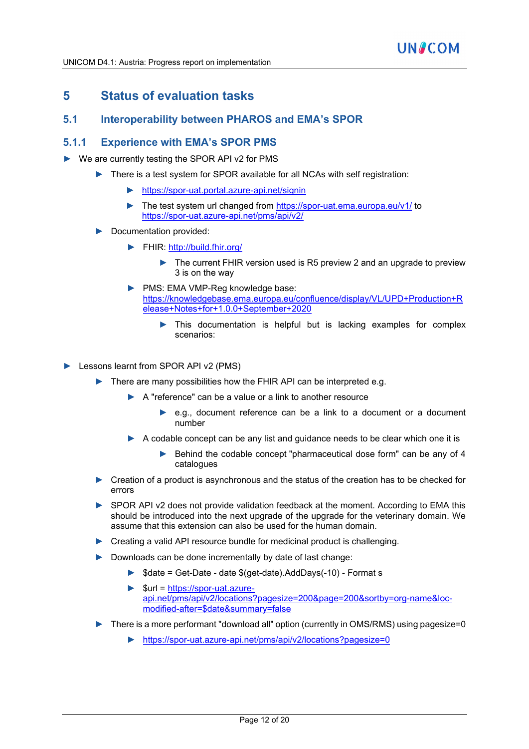# 5 Status of evaluation tasks

## 5.1 Interoperability between PHAROS and EMA's SPOR

### 5.1.1 Experience with EMA's SPOR PMS

- We are currently testing the SPOR API v2 for PMS
  - There is a test system for SPOR available for all NCAs with self registration:
    - https://spor-uat.portal.azure-api.net/signin
    - The test system url changed from https://spor-uat.ema.europa.eu/v1/ to https://spor-uat.azure-api.net/pms/api/v2/
  - Documentation provided:
    - FHIR: http://build.fhir.org/
      - The current FHIR version used is R5 preview 2 and an upgrade to preview 3 is on the way
    - PMS: EMA VMP-Reg knowledge base: https://knowledgebase.ema.europa.eu/confluence/display/VL/UPD+Production+Release+Notes+for+1.0.0+September+2020
      - This documentation is helpful but is lacking examples for complex scenarios:

- Lessons learnt from SPOR API v2 (PMS)
  - There are many possibilities how the FHIR API can be interpreted e.g.
    - A "reference" can be a value or a link to another resource
      - e.g., document reference can be a link to a document or a document number
    - A codable concept can be any list and guidance needs to be clear which one it is
      - Behind the codable concept "pharmaceutical dose form" can be any of 4 catalogues
  - Creation of a product is asynchronous and the status of the creation has to be checked for errors
  - SPOR API v2 does not provide validation feedback at the moment. According to EMA this should be introduced into the next upgrade of the upgrade for the veterinary domain. We assume that this extension can also be used for the human domain.
  - Creating a valid API resource bundle for medicinal product is challenging.
  - Downloads can be done incrementally by date of last change:
    - $date = Get-Date - date $(get-date).AddDays(-10) - Format s
    - $url = https://spor-uat.azure-api.net/pms/api/v2/locations?pagesize=200&page=200&sortby=org-name&loc-modified-after=$date&summary=false
  - There is a more performant "download all" option (currently in OMS/RMS) using pagesize=0
    - https://spor-uat.azure-api.net/pms/api/v2/locations?pagesize=0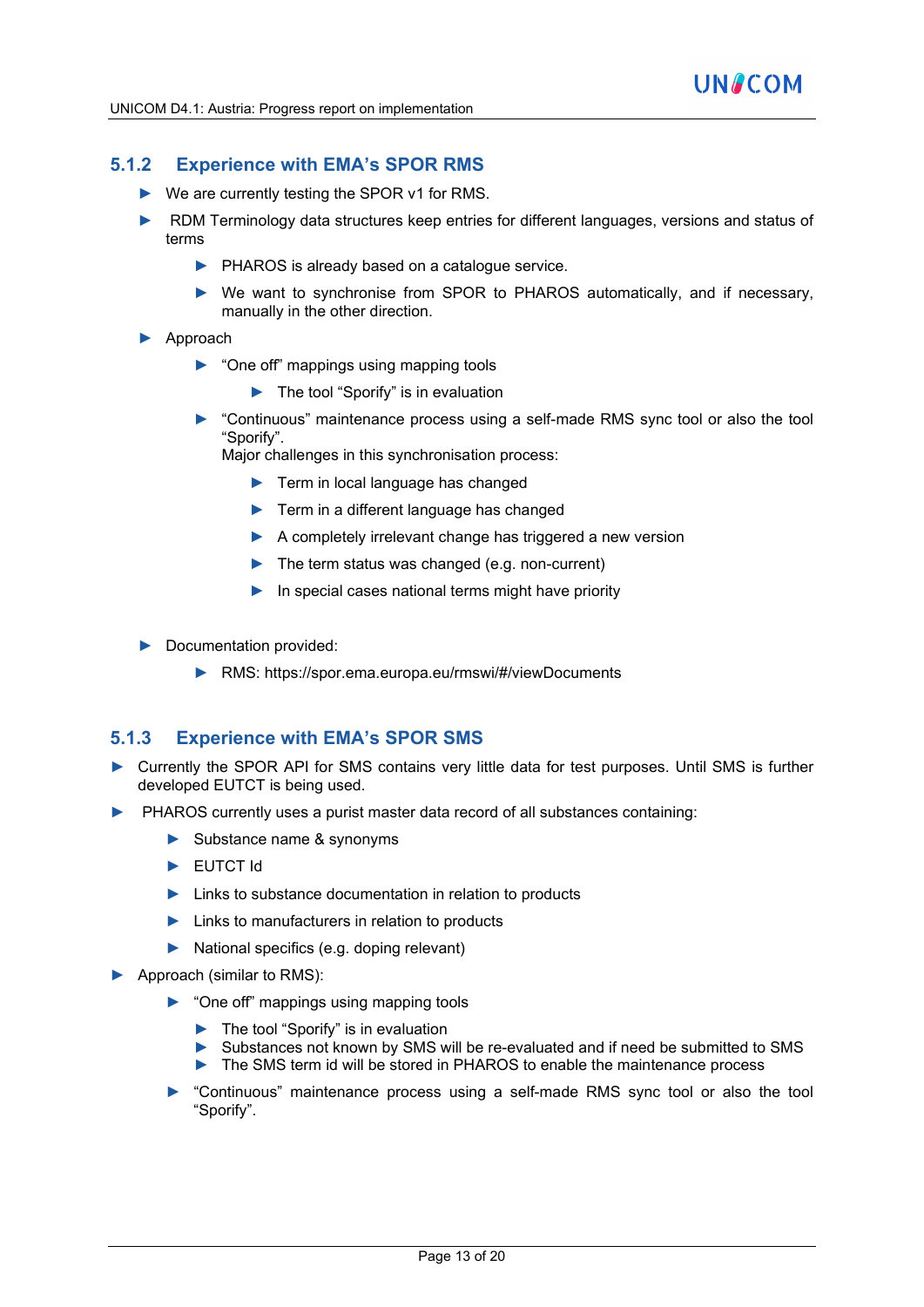### 5.1.2 Experience with EMA's SPOR RMS

- We are currently testing the SPOR v1 for RMS.
- RDM Terminology data structures keep entries for different languages, versions and status of terms
  - PHAROS is already based on a catalogue service.
  - We want to synchronise from SPOR to PHAROS automatically, and if necessary, manually in the other direction.
- Approach
  - "One off" mappings using mapping tools
    - The tool "Sporify" is in evaluation
  - "Continuous" maintenance process using a self-made RMS sync tool or also the tool "Sporify".
    Major challenges in this synchronisation process:
    - Term in local language has changed
    - Term in a different language has changed
    - A completely irrelevant change has triggered a new version
    - The term status was changed (e.g. non-current)
    - In special cases national terms might have priority
- Documentation provided:
  - RMS: https://spor.ema.europa.eu/rmswi/#/viewDocuments

### 5.1.3 Experience with EMA's SPOR SMS

- Currently the SPOR API for SMS contains very little data for test purposes. Until SMS is further developed EUTCT is being used.
- PHAROS currently uses a purist master data record of all substances containing:
  - Substance name & synonyms
  - EUTCT Id
  - Links to substance documentation in relation to products
  - Links to manufacturers in relation to products
  - National specifics (e.g. doping relevant)
- Approach (similar to RMS):
  - "One off" mappings using mapping tools
    - The tool "Sporify" is in evaluation
    - Substances not known by SMS will be re-evaluated and if need be submitted to SMS
    - The SMS term id will be stored in PHAROS to enable the maintenance process
  - "Continuous" maintenance process using a self-made RMS sync tool or also the tool "Sporify".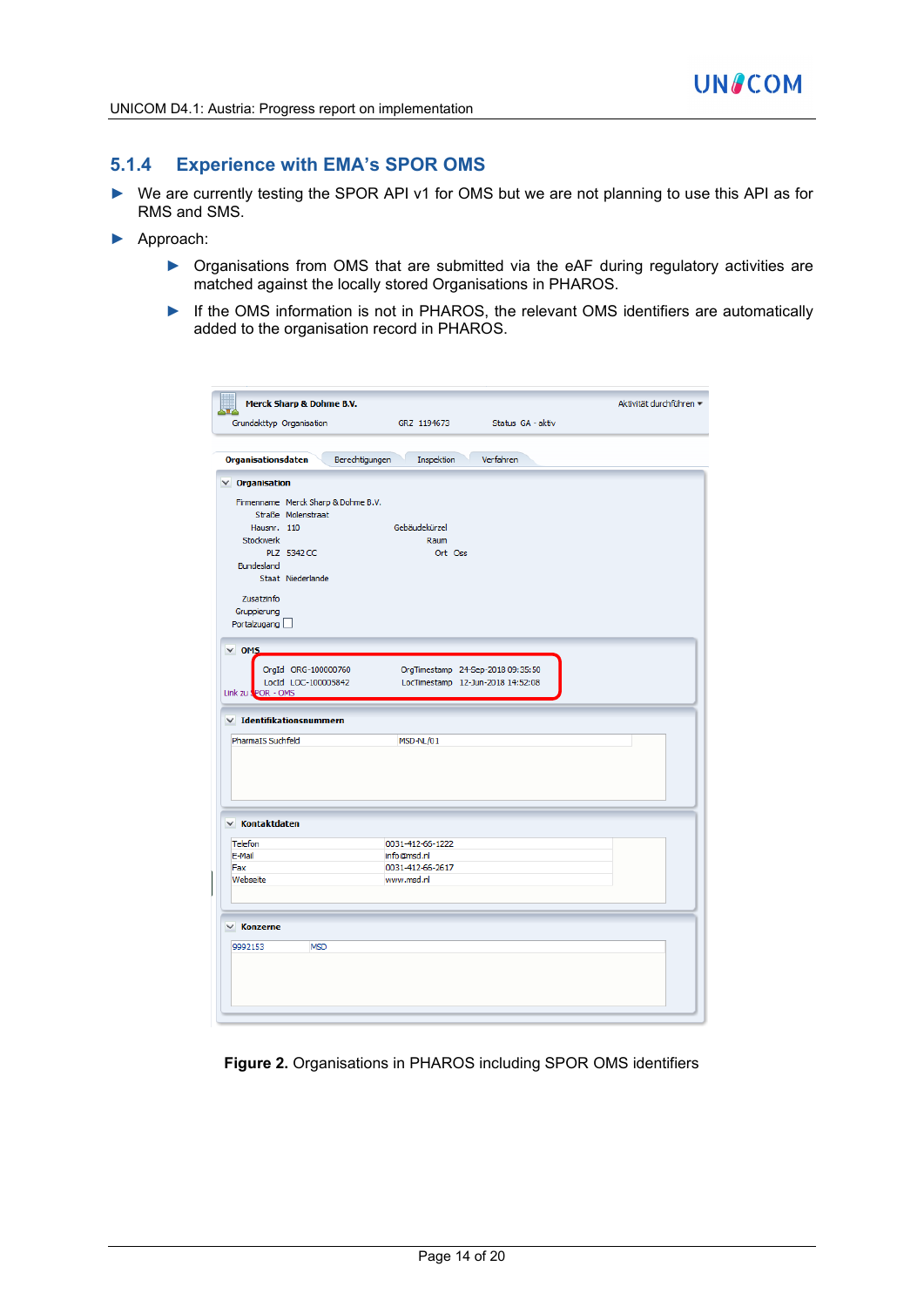### 5.1.4 Experience with EMA's SPOR OMS

- We are currently testing the SPOR API v1 for OMS but we are not planning to use this API as for RMS and SMS.
- Approach:
  - Organisations from OMS that are submitted via the eAF during regulatory activities are matched against the locally stored Organisations in PHAROS.
  - If the OMS information is not in PHAROS, the relevant OMS identifiers are automatically added to the organisation record in PHAROS.

**Figure 2.** Organisations in PHAROS including SPOR OMS identifiers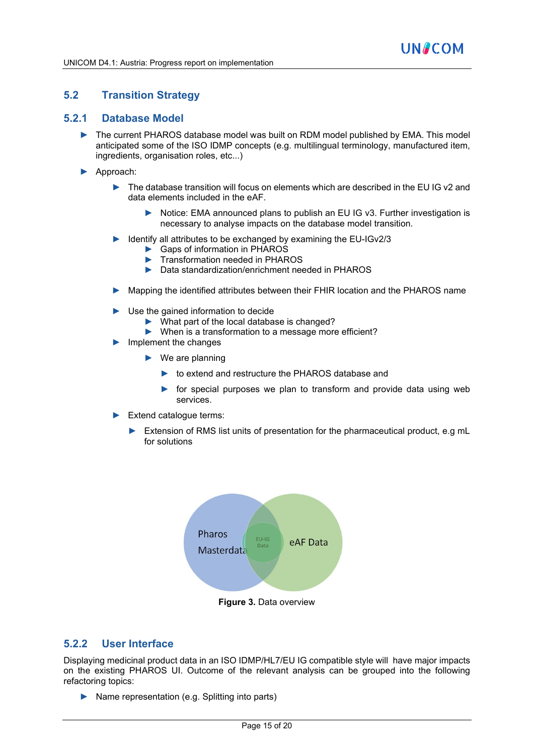## 5.2 Transition Strategy

### 5.2.1 Database Model

- The current PHAROS database model was built on RDM model published by EMA. This model anticipated some of the ISO IDMP concepts (e.g. multilingual terminology, manufactured item, ingredients, organisation roles, etc...)
- Approach:
  - The database transition will focus on elements which are described in the EU IG v2 and data elements included in the eAF.
    - Notice: EMA announced plans to publish an EU IG v3. Further investigation is necessary to analyse impacts on the database model transition.
  - Identify all attributes to be exchanged by examining the EU-IGv2/3
    - Gaps of information in PHAROS
    - Transformation needed in PHAROS
    - Data standardization/enrichment needed in PHAROS
  - Mapping the identified attributes between their FHIR location and the PHAROS name
  - Use the gained information to decide
    - What part of the local database is changed?
    - When is a transformation to a message more efficient?
  - Implement the changes
    - We are planning
      - to extend and restructure the PHAROS database and
      - for special purposes we plan to transform and provide data using web services.
  - Extend catalogue terms:
    - Extension of RMS list units of presentation for the pharmaceutical product, e.g mL for solutions

Pharos Masterdata | EU-IG Data | eAF Data

**Figure 3.** Data overview

### 5.2.2 User Interface

Displaying medicinal product data in an ISO IDMP/HL7/EU IG compatible style will have major impacts on the existing PHAROS UI. Outcome of the relevant analysis can be grouped into the following refactoring topics:

- Name representation (e.g. Splitting into parts)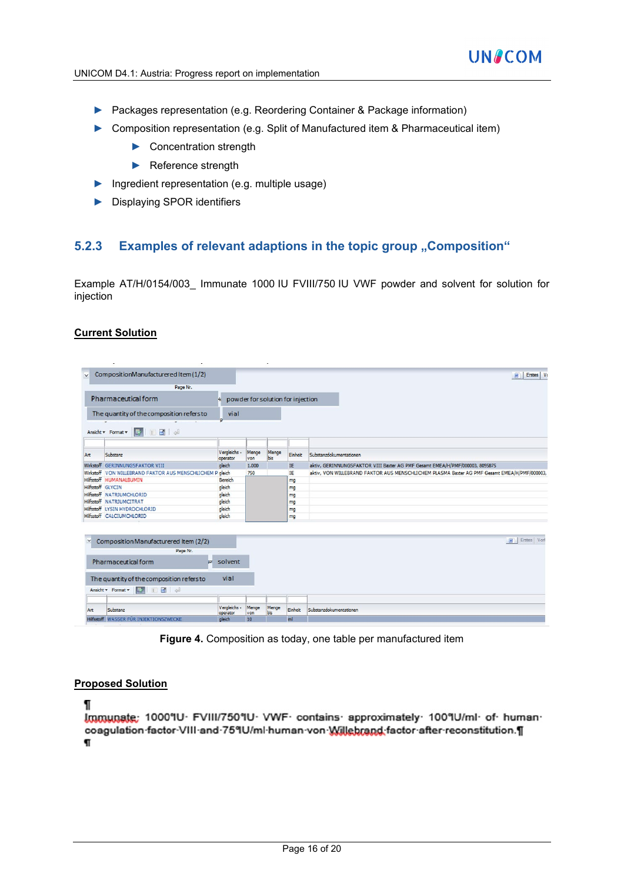- Packages representation (e.g. Reordering Container & Package information)
- Composition representation (e.g. Split of Manufactured item & Pharmaceutical item)
  - Concentration strength
  - Reference strength
- Ingredient representation (e.g. multiple usage)
- Displaying SPOR identifiers

### 5.2.3 Examples of relevant adaptions in the topic group „Composition“

Example AT/H/0154/003_ Immunate 1000 IU FVIII/750 IU VWF powder and solvent for solution for injection

**Current Solution**

CompositionManufactured Item (1/2)

| Pharmaceutical form | powder for solution for injection |
|---|---|
| The quantity of the composition refers to | vial |

| Art | Substanz | Vergleichs-operator | Menge von | Menge bis | Einheit | Substanzdokumentationen |
|---|---|---|---|---|---|---|
| Wirkstoff | GERINNUNGSFAKTOR VIII | gleich | 1.000 | | IE | aktiv, GERINNUNGSFAKTOR VIII Baxter AG PMF Gesamt EMEA/H/PMF/000003, 8095875 |
| Wirkstoff | VON WILLEBRAND FAKTOR AUS MENSCHLICHEM P | gleich | 750 | | IE | aktiv, VON WILLEBRAND FAKTOR AUS MENSCHLICHEM PLASMA Baxter AG PMF Gesamt EMEA/H/PMF/000003, |
| Hilfsstoff | HUMANALBUMIN | Bereich | | | mg | |
| Hilfsstoff | GLYCIN | gleich | | | mg | |
| Hilfsstoff | NATRIUMCHLORID | gleich | | | mg | |
| Hilfsstoff | NATRIUMCITRAT | gleich | | | mg | |
| Hilfsstoff | LYSIN HYDROCHLORID | gleich | | | mg | |
| Hilfsstoff | CALCIUMCHLORID | gleich | | | mg | |

CompositionManufactured Item (2/2)

| Pharmaceutical form | solvent |
|---|---|
| The quantity of the composition refers to | vial |

| Art | Substanz | Vergleichs-operator | Menge von | Menge bis | Einheit | Substanzdokumentationen |
|---|---|---|---|---|---|---|
| Hilfsstoff | WASSER FÜR INJEKTIONSZWECKE | gleich | 10 | | ml | |

**Figure 4.** Composition as today, one table per manufactured item

**Proposed Solution**

Immunate: 1000 IU FVIII/750 IU VWF contains approximately 100 IU/ml of human coagulation factor VIII and 75 IU/ml human von Willebrand factor after reconstitution.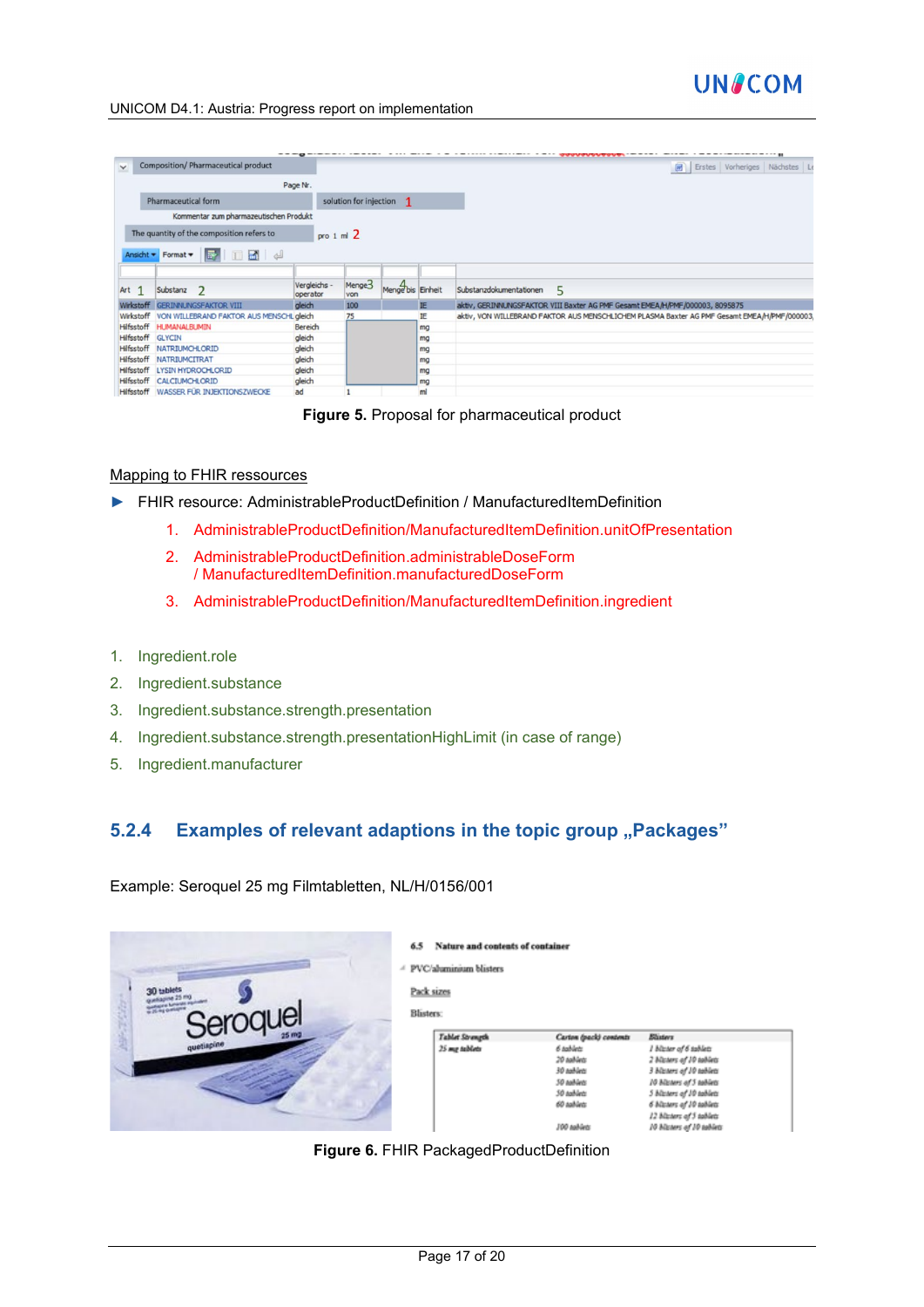Figure 5. Proposal for pharmaceutical product

Mapping to FHIR ressources

- FHIR resource: AdministrableProductDefinition / ManufacturedItemDefinition
    1. AdministrableProductDefinition/ManufacturedItemDefinition.unitOfPresentation
    2. AdministrableProductDefinition.administrableDoseForm / ManufacturedItemDefinition.manufacturedDoseForm
    3. AdministrableProductDefinition/ManufacturedItemDefinition.ingredient

1. Ingredient.role
2. Ingredient.substance
3. Ingredient.substance.strength.presentation
4. Ingredient.substance.strength.presentationHighLimit (in case of range)
5. Ingredient.manufacturer

### 5.2.4 Examples of relevant adaptions in the topic group „Packages"

Example: Seroquel 25 mg Filmtabletten, NL/H/0156/001

Figure 6. FHIR PackagedProductDefinition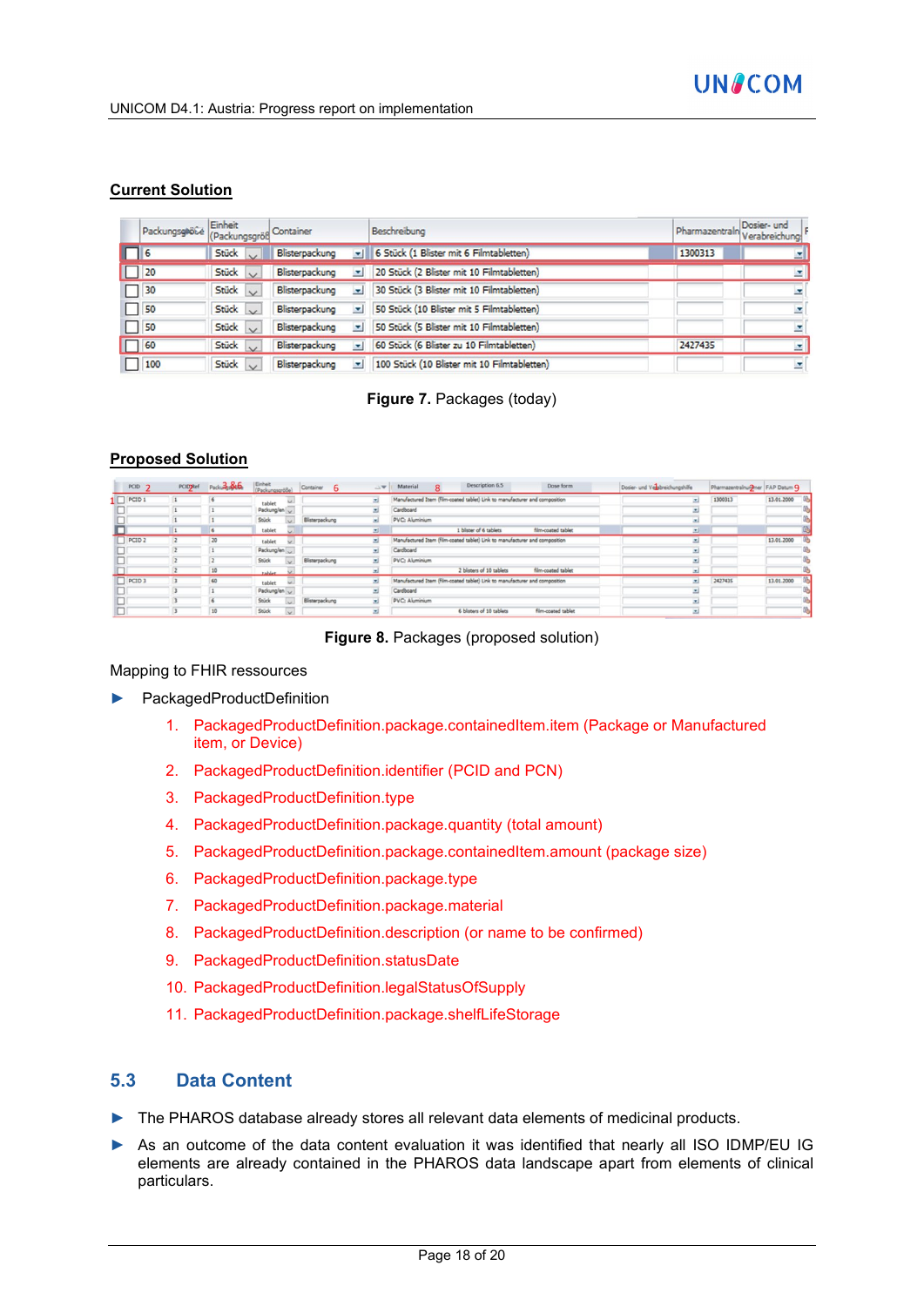## Current Solution

| Packungsgröße | Einheit (Packungsgröße) | Container | Beschreibung | Pharmazentraln | Dosier- und Verabreichung |
|---|---|---|---|---|---|
| 6 | Stück | Blisterpackung | 6 Stück (1 Blister mit 6 Filmtabletten) | 1300313 | |
| 20 | Stück | Blisterpackung | 20 Stück (2 Blister mit 10 Filmtabletten) | | |
| 30 | Stück | Blisterpackung | 30 Stück (3 Blister mit 10 Filmtabletten) | | |
| 50 | Stück | Blisterpackung | 50 Stück (10 Blister mit 5 Filmtabletten) | | |
| 50 | Stück | Blisterpackung | 50 Stück (5 Blister mit 10 Filmtabletten) | | |
| 60 | Stück | Blisterpackung | 60 Stück (6 Blister zu 10 Filmtabletten) | 2427435 | |
| 100 | Stück | Blisterpackung | 100 Stück (10 Blister mit 10 Filmtabletten) | | |

**Figure 7.** Packages (today)

## Proposed Solution

**Figure 8.** Packages (proposed solution)

Mapping to FHIR ressources

- PackagedProductDefinition
  1. PackagedProductDefinition.package.containedItem.item (Package or Manufactured item, or Device)
  2. PackagedProductDefinition.identifier (PCID and PCN)
  3. PackagedProductDefinition.type
  4. PackagedProductDefinition.package.quantity (total amount)
  5. PackagedProductDefinition.package.containedItem.amount (package size)
  6. PackagedProductDefinition.package.type
  7. PackagedProductDefinition.package.material
  8. PackagedProductDefinition.description (or name to be confirmed)
  9. PackagedProductDefinition.statusDate
  10. PackagedProductDefinition.legalStatusOfSupply
  11. PackagedProductDefinition.package.shelfLifeStorage

## 5.3 Data Content

- The PHAROS database already stores all relevant data elements of medicinal products.
- As an outcome of the data content evaluation it was identified that nearly all ISO IDMP/EU IG elements are already contained in the PHAROS data landscape apart from elements of clinical particulars.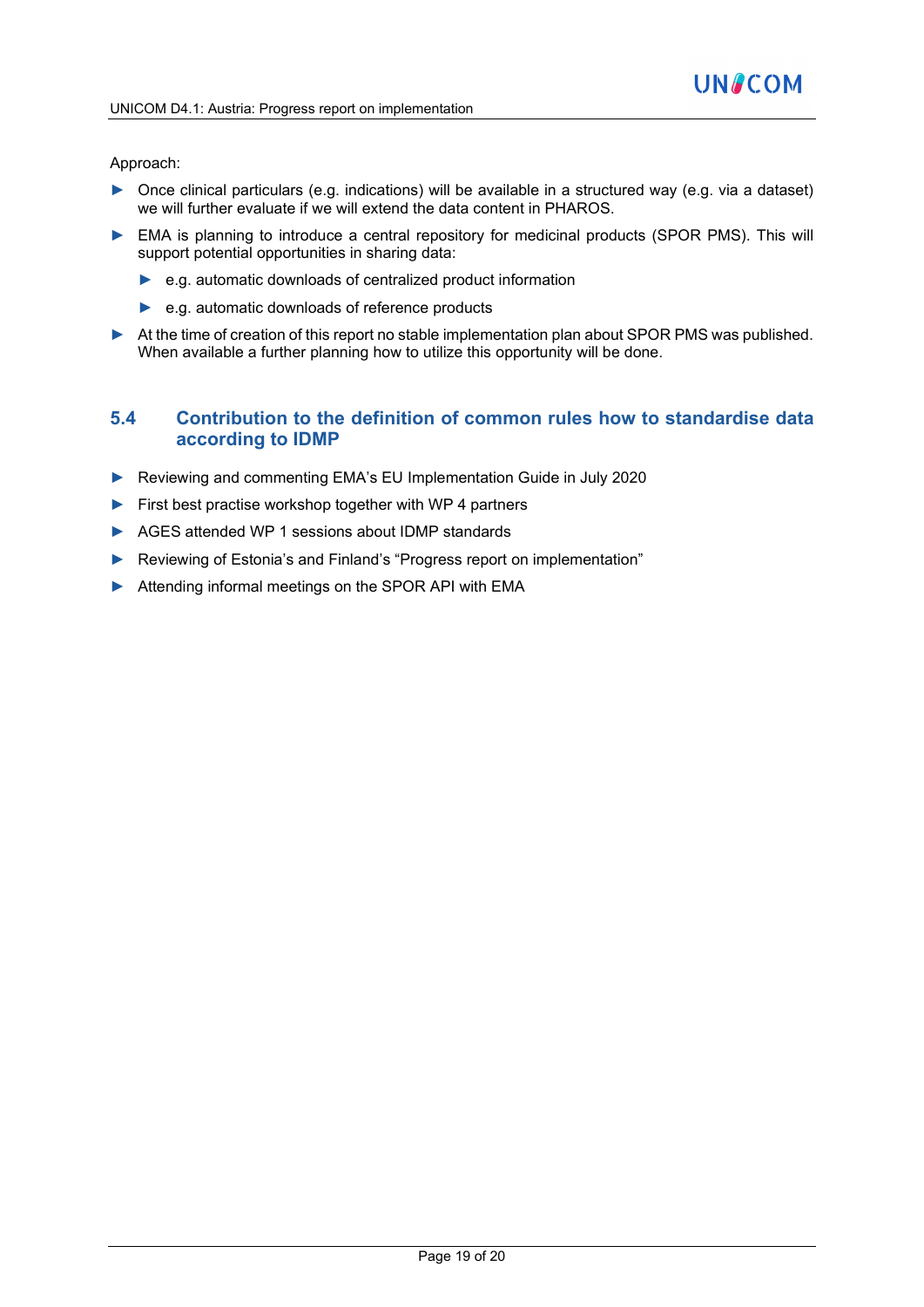Approach:

- Once clinical particulars (e.g. indications) will be available in a structured way (e.g. via a dataset) we will further evaluate if we will extend the data content in PHAROS.
- EMA is planning to introduce a central repository for medicinal products (SPOR PMS). This will support potential opportunities in sharing data:
  - e.g. automatic downloads of centralized product information
  - e.g. automatic downloads of reference products
- At the time of creation of this report no stable implementation plan about SPOR PMS was published. When available a further planning how to utilize this opportunity will be done.

## 5.4 Contribution to the definition of common rules how to standardise data according to IDMP

- Reviewing and commenting EMA's EU Implementation Guide in July 2020
- First best practise workshop together with WP 4 partners
- AGES attended WP 1 sessions about IDMP standards
- Reviewing of Estonia's and Finland's "Progress report on implementation"
- Attending informal meetings on the SPOR API with EMA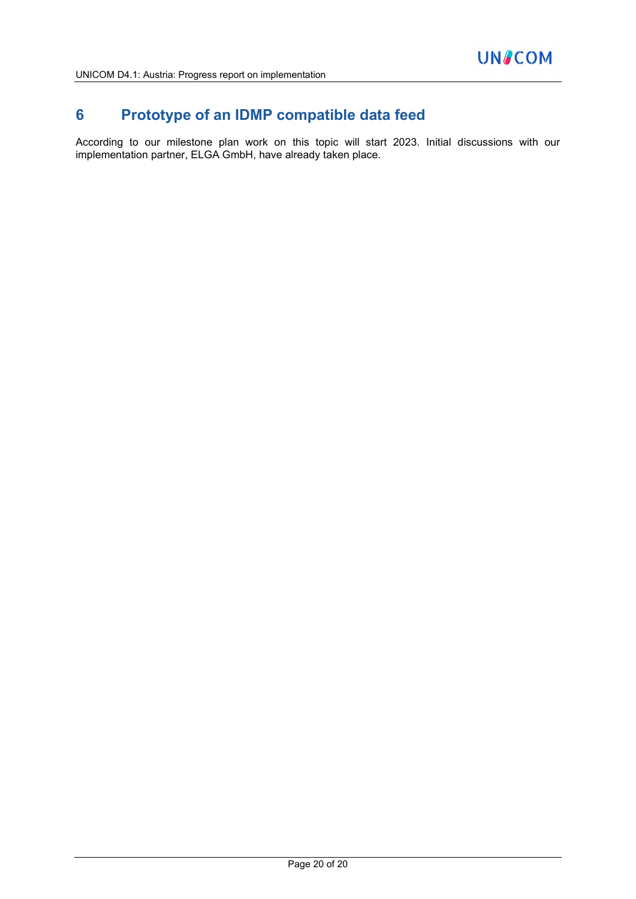# 6 Prototype of an IDMP compatible data feed

According to our milestone plan work on this topic will start 2023. Initial discussions with our implementation partner, ELGA GmbH, have already taken place.